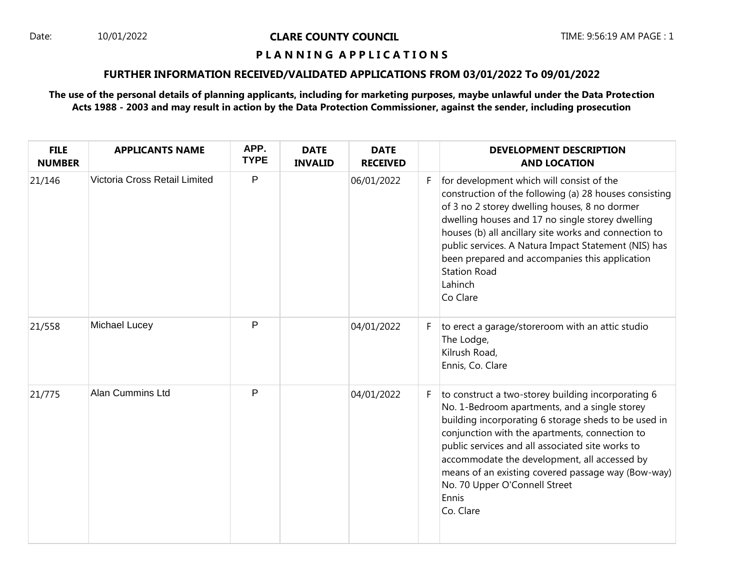Date: 10/01/2022

# CLARE COUNTY COUNCIL

## P L A N N I N G A P P L I C A T I O N S

### FURTHER INFORMATION RECEIVED/VALIDATED APPLICATIONS FROM 03/01/2022 To 09/01/2022

**The use of the personal details of planning applicants, including for marketing purposes, maybe unlawful under the Data Protection Acts 1988 - 2003 and may result in action by the Data Protection Commissioner, against the sender, including prosecution**

| FILE NUMBER | APPLICANTS NAME | APP. TYPE | DATE INVALID | DATE RECEIVED | | DEVELOPMENT DESCRIPTION AND LOCATION |
|---|---|---|---|---|---|---|
| 21/146 | Victoria Cross Retail Limited | P | | 06/01/2022 | F | for development which will consist of the construction of the following (a) 28 houses consisting of 3 no 2 storey dwelling houses, 8 no dormer dwelling houses and 17 no single storey dwelling houses (b) all ancillary site works and connection to public services. A Natura Impact Statement (NIS) has been prepared and accompanies this application Station Road Lahinch Co Clare |
| 21/558 | Michael Lucey | P | | 04/01/2022 | F | to erect a garage/storeroom with an attic studio The Lodge, Kilrush Road, Ennis, Co. Clare |
| 21/775 | Alan Cummins Ltd | P | | 04/01/2022 | F | to construct a two-storey building incorporating 6 No. 1-Bedroom apartments, and a single storey building incorporating 6 storage sheds to be used in conjunction with the apartments, connection to public services and all associated site works to accommodate the development, all accessed by means of an existing covered passage way (Bow-way) No. 70 Upper O'Connell Street Ennis Co. Clare |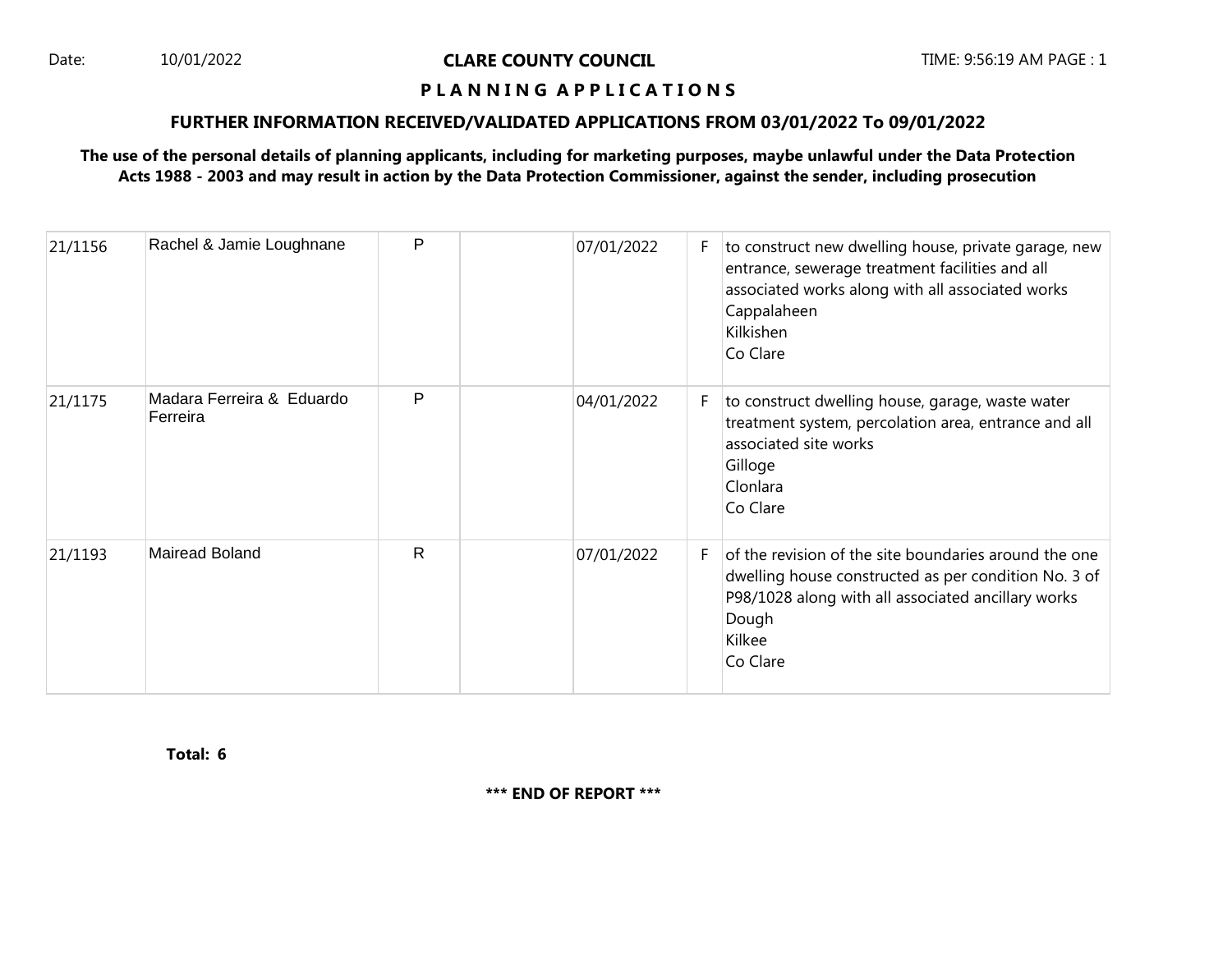**CLARE COUNTY COUNCIL**

**P L A N N I N G A P P L I C A T I O N S**

**FURTHER INFORMATION RECEIVED/VALIDATED APPLICATIONS FROM 03/01/2022 To 09/01/2022**

**The use of the personal details of planning applicants, including for marketing purposes, maybe unlawful under the Data Protection Acts 1988 - 2003 and may result in action by the Data Protection Commissioner, against the sender, including prosecution**

| | | | | | | |
|---|---|---|---|---|---|---|
| 21/1156 | Rachel & Jamie Loughnane | P | | 07/01/2022 | F | to construct new dwelling house, private garage, new entrance, sewerage treatment facilities and all associated works along with all associated works<br>Cappalaheen<br>Kilkishen<br>Co Clare |
| 21/1175 | Madara Ferreira & Eduardo Ferreira | P | | 04/01/2022 | F | to construct dwelling house, garage, waste water treatment system, percolation area, entrance and all associated site works<br>Gilloge<br>Clonlara<br>Co Clare |
| 21/1193 | Mairead Boland | R | | 07/01/2022 | F | of the revision of the site boundaries around the one dwelling house constructed as per condition No. 3 of P98/1028 along with all associated ancillary works<br>Dough<br>Kilkee<br>Co Clare |

**Total: 6**

**\*\*\* END OF REPORT \*\*\***